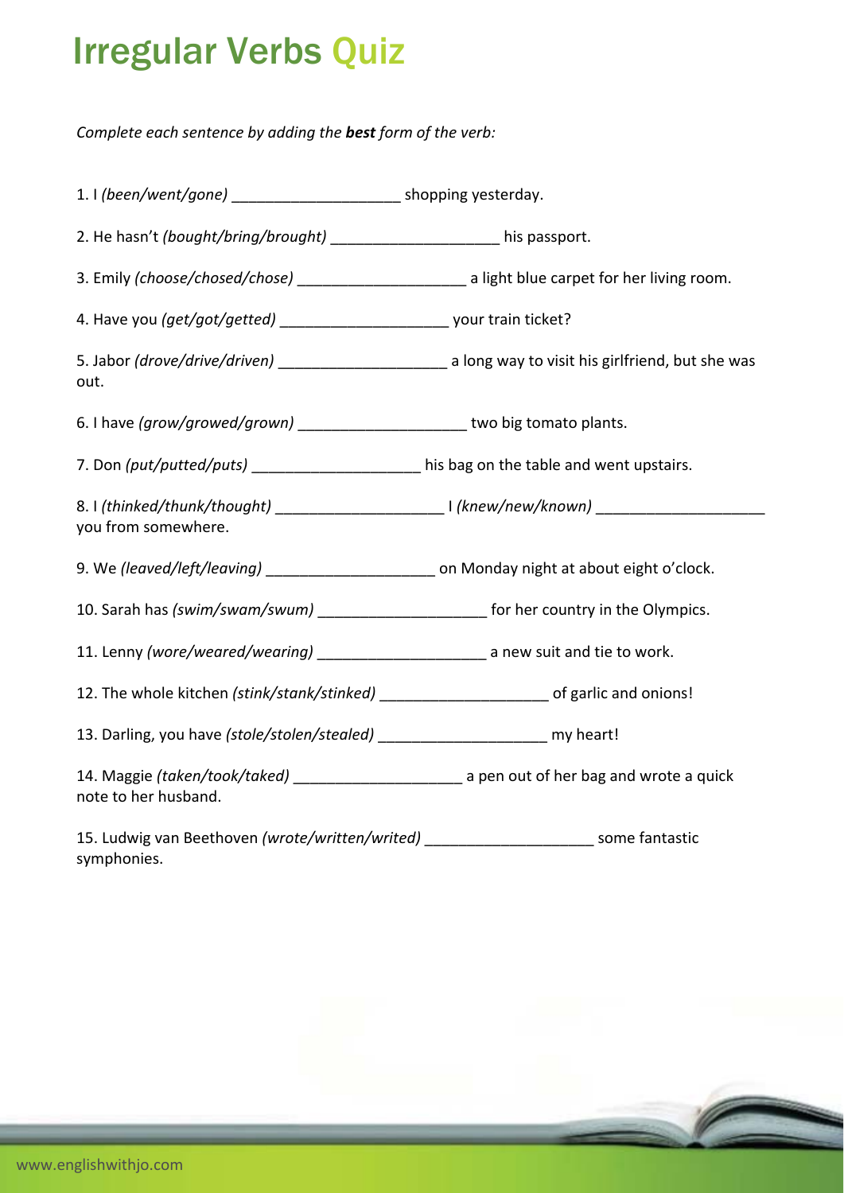# Irregular Verbs Quiz

*Complete each sentence by adding the **best** form of the verb:*

1. I *(been/went/gone)* ____________________ shopping yesterday.

2. He hasn't *(bought/bring/brought)* ____________________ his passport.

3. Emily *(choose/chosed/chose)* ____________________ a light blue carpet for her living room.

4. Have you *(get/got/getted)* ____________________ your train ticket?

5. Jabor *(drove/drive/driven)* ____________________ a long way to visit his girlfriend, but she was out.

6. I have *(grow/growed/grown)* ____________________ two big tomato plants.

7. Don *(put/putted/puts)* ____________________ his bag on the table and went upstairs.

8. I *(thinked/thunk/thought)* ____________________ I *(knew/new/known)* ____________________ you from somewhere.

9. We *(leaved/left/leaving)* ____________________ on Monday night at about eight o'clock.

10. Sarah has *(swim/swam/swum)* ____________________ for her country in the Olympics.

11. Lenny *(wore/weared/wearing)* ____________________ a new suit and tie to work.

12. The whole kitchen *(stink/stank/stinked)* ____________________ of garlic and onions!

13. Darling, you have *(stole/stolen/stealed)* ____________________ my heart!

14. Maggie *(taken/took/taked)* ____________________ a pen out of her bag and wrote a quick note to her husband.

15. Ludwig van Beethoven *(wrote/written/writed)* ____________________ some fantastic symphonies.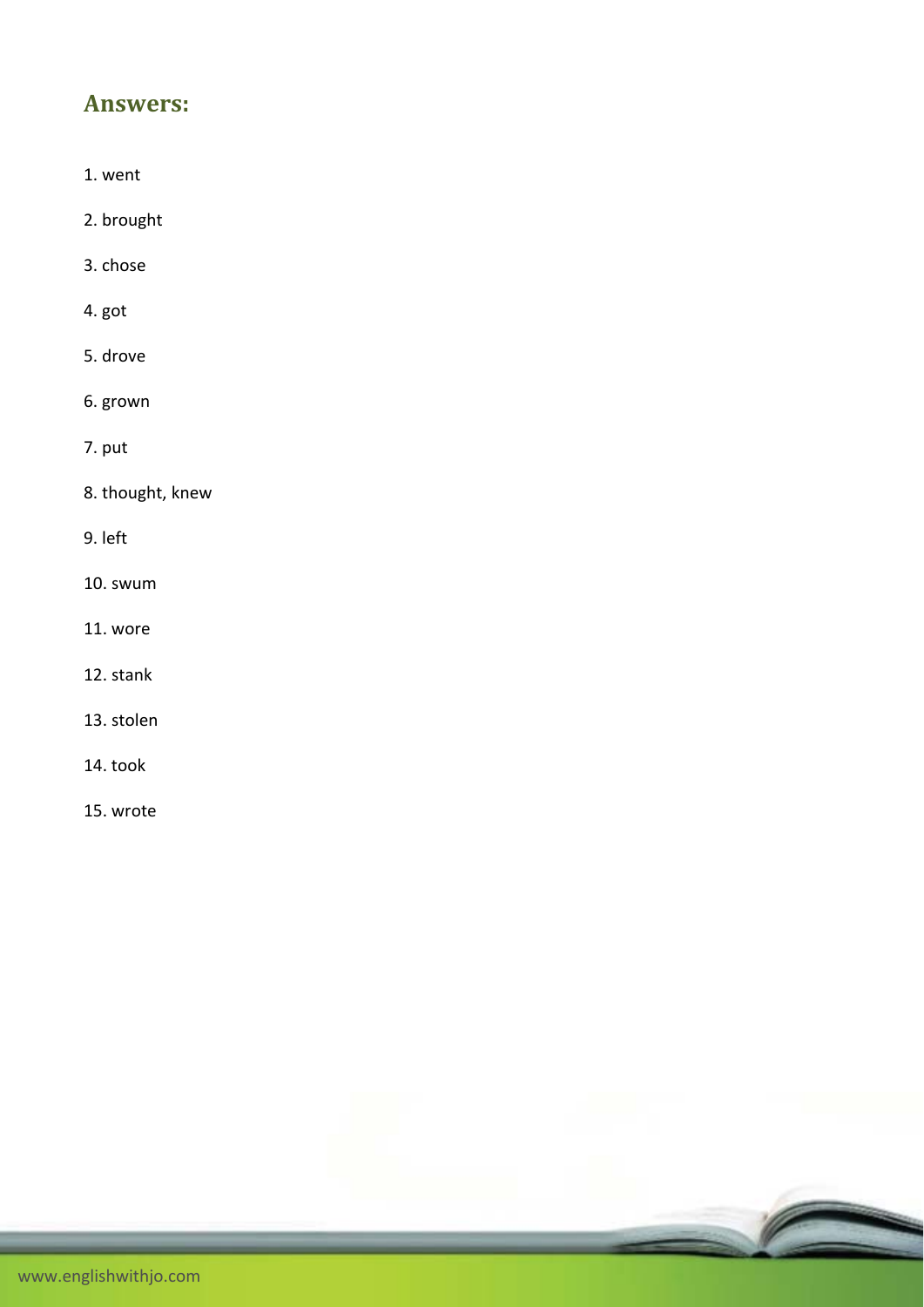## Answers:

1. went
2. brought
3. chose
4. got
5. drove
6. grown
7. put
8. thought, knew
9. left
10. swum
11. wore
12. stank
13. stolen
14. took
15. wrote